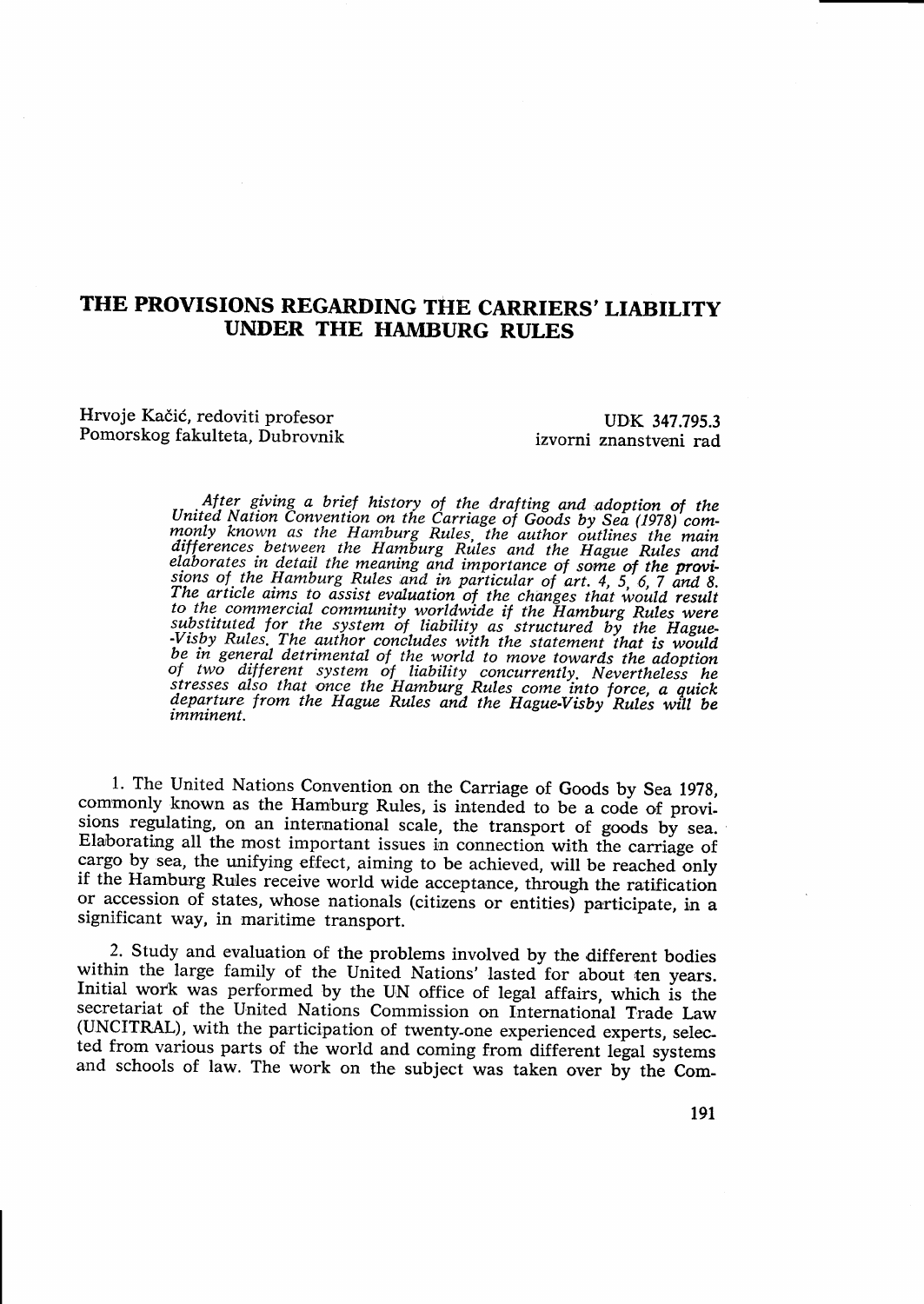# THE PROVISIONS REGARDING THE CARRIERS' LIABILITY UNDER THE HAMBURG RULES

Hrvoje Kačić, redoviti profesor
Pomorskog fakulteta, Dubrovnik

UDK 347.795.3
izvorni znanstveni rad

*After giving a brief history of the drafting and adoption of the United Nation Convention on the Carriage of Goods by Sea (1978) commonly known as the Hamburg Rules, the author outlines the main differences between the Hamburg Rules and the Hague Rules and elaborates in detail the meaning and importance of some of the provisions of the Hamburg Rules and in particular of art. 4, 5, 6, 7 and 8. The article aims to assist evaluation of the changes that would result to the commercial community worldwide if the Hamburg Rules were substituted for the system of liability as structured by the Hague-Visby Rules. The author concludes with the statement that is would be in general detrimental of the world to move towards the adoption of two different system of liability concurrently. Nevertheless he stresses also that once the Hamburg Rules come into force, a quick departure from the Hague Rules and the Hague-Visby Rules will be imminent.*

1. The United Nations Convention on the Carriage of Goods by Sea 1978, commonly known as the Hamburg Rules, is intended to be a code of provisions regulating, on an international scale, the transport of goods by sea. Elaborating all the most important issues in connection with the carriage of cargo by sea, the unifying effect, aiming to be achieved, will be reached only if the Hamburg Rules receive world wide acceptance, through the ratification or accession of states, whose nationals (citizens or entities) participate, in a significant way, in maritime transport.

2. Study and evaluation of the problems involved by the different bodies within the large family of the United Nations' lasted for about ten years. Initial work was performed by the UN office of legal affairs, which is the secretariat of the United Nations Commission on International Trade Law (UNCITRAL), with the participation of twenty-one experienced experts, selected from various parts of the world and coming from different legal systems and schools of law. The work on the subject was taken over by the Com-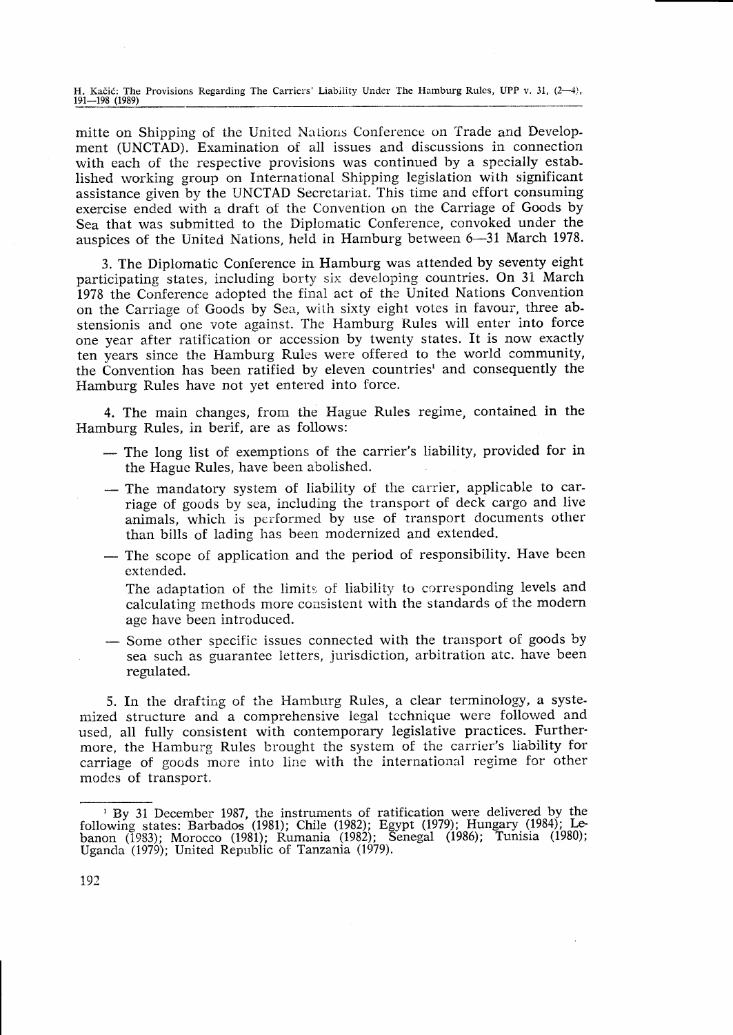mitte on Shipping of the United Nations Conference on Trade and Development (UNCTAD). Examination of all issues and discussions in connection with each of the respective provisions was continued by a specially established working group on International Shipping legislation with significant assistance given by the UNCTAD Secretariat. This time and effort consuming exercise ended with a draft of the Convention on the Carriage of Goods by Sea that was submitted to the Diplomatic Conference, convoked under the auspices of the United Nations, held in Hamburg between 6—31 March 1978.

3. The Diplomatic Conference in Hamburg was attended by seventy eight participating states, including borty six developing countries. On 31 March 1978 the Conference adopted the final act of the United Nations Convention on the Carriage of Goods by Sea, with sixty eight votes in favour, three abstensionis and one vote against. The Hamburg Rules will enter into force one year after ratification or accession by twenty states. It is now exactly ten years since the Hamburg Rules were offered to the world community, the Convention has been ratified by eleven countries[1] and consequently the Hamburg Rules have not yet entered into force.

4. The main changes, from the Hague Rules regime, contained in the Hamburg Rules, in berif, are as follows:

- The long list of exemptions of the carrier's liability, provided for in the Hague Rules, have been abolished.
- The mandatory system of liability of the carrier, applicable to carriage of goods by sea, including the transport of deck cargo and live animals, which is performed by use of transport documents other than bills of lading has been modernized and extended.
- The scope of application and the period of responsibility. Have been extended.

  The adaptation of the limits of liability to corresponding levels and calculating methods consistent with the standards of the modern age have been introduced.
- Some other specific issues connected with the transport of goods by sea such as guarantee letters, jurisdiction, arbitration atc. have been regulated.

5. In the drafting of the Hamburg Rules, a clear terminology, a systemized structure and a comprehensive legal technique were followed and used, all fully consistent with contemporary legislative practices. Furthermore, the Hamburg Rules brought the system of the carrier's liability for carriage of goods more into line with the international regime for other modes of transport.

---

[1] By 31 December 1987, the instruments of ratification were delivered by the following states: Barbados (1981); Chile (1982); Egypt (1979); Hungary (1984); Lebanon (1983); Morocco (1981); Rumania (1982); Senegal (1986); Tunisia (1980); Uganda (1979); United Republic of Tanzania (1979).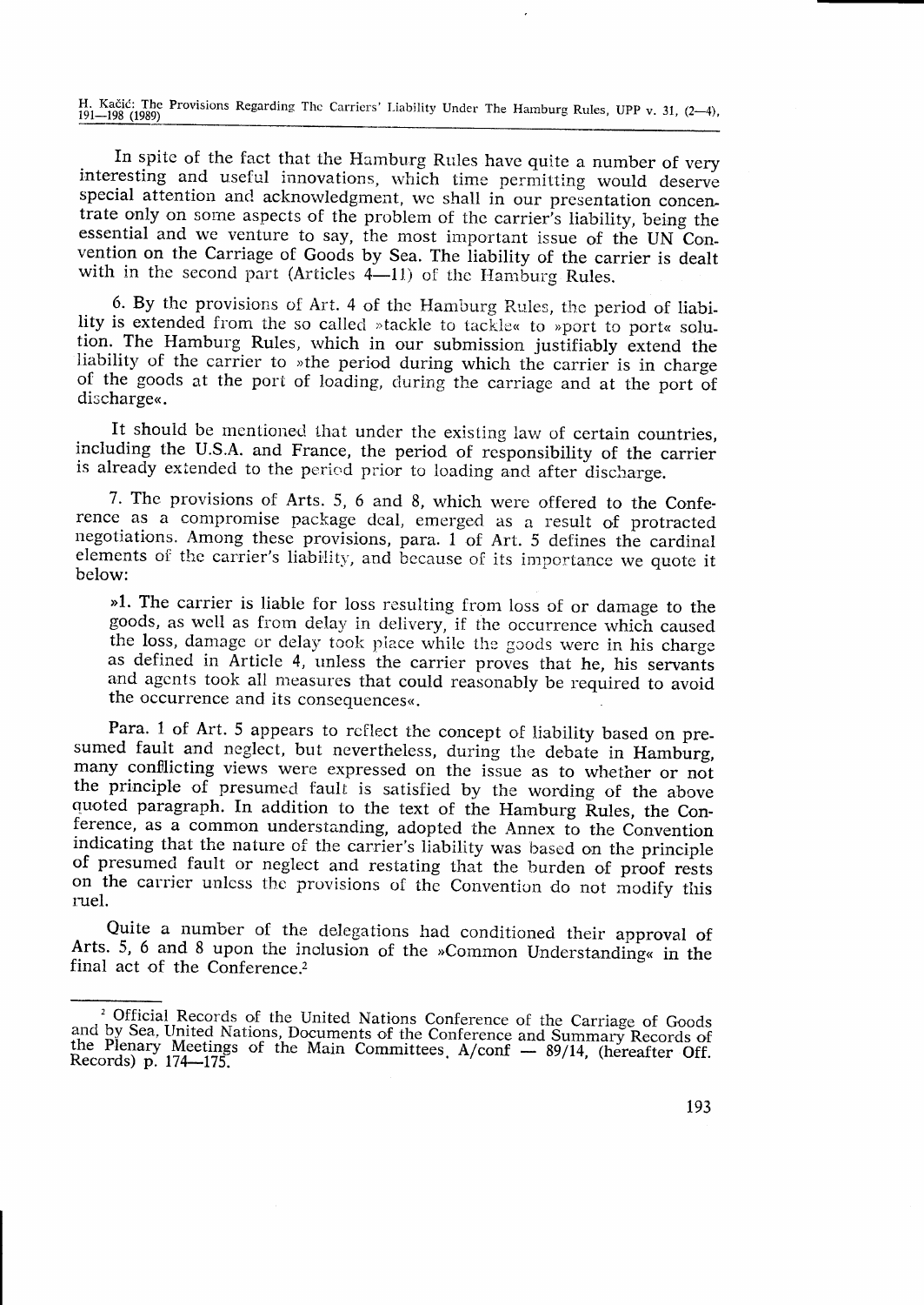In spite of the fact that the Hamburg Rules have quite a number of very interesting and useful innovations, which time permitting would deserve special attention and acknowledgment, we shall in our presentation concentrate only on some aspects of the problem of the carrier's liability, being the essential and we venture to say, the most important issue of the UN Convention on the Carriage of Goods by Sea. The liability of the carrier is dealt with in the second part (Articles 4—11) of the Hamburg Rules.

6. By the provisions of Art. 4 of the Hamburg Rules, the period of liability is extended from the so called »tackle to tackle« to »port to port« solution. The Hamburg Rules, which in our submission justifiably extend the liability of the carrier to »the period during which the carrier is in charge of the goods at the port of loading, during the carriage and at the port of discharge«.

It should be mentioned that under the existing law of certain countries, including the U.S.A. and France, the period of responsibility of the carrier is already extended to the period prior to loading and after discharge.

7. The provisions of Arts. 5, 6 and 8, which were offered to the Conference as a compromise package deal, emerged as a result of protracted negotiations. Among these provisions, para. 1 of Art. 5 defines the cardinal elements of the carrier's liability, and because of its importance we quote it below:

> »1. The carrier is liable for loss resulting from loss of or damage to the goods, as well as from delay in delivery, if the occurrence which caused the loss, damage or delay took place while the goods were in his charge as defined in Article 4, unless the carrier proves that he, his servants and agents took all measures that could reasonably be required to avoid the occurrence and its consequences«.

Para. 1 of Art. 5 appears to reflect the concept of liability based on presumed fault and neglect, but nevertheless, during the debate in Hamburg, many conflicting views were expressed on the issue as to whether or not the principle of presumed fault is satisfied by the wording of the above quoted paragraph. In addition to the text of the Hamburg Rules, the Conference, as a common understanding, adopted the Annex to the Convention indicating that the nature of the carrier's liability was based on the principle of presumed fault or neglect and restating that the burden of proof rests on the carrier unless the provisions of the Convention do not modify this ruel.

Quite a number of the delegations had conditioned their approval of Arts. 5, 6 and 8 upon the inclusion of the »Common Understanding« in the final act of the Conference.[2]

---

[2] Official Records of the United Nations Conference of the Carriage of Goods and by Sea, United Nations, Documents of the Conference and Summary Records of the Plenary Meetings of the Main Committees, A/conf — 89/14, (hereafter Off. Records) p. 174—175.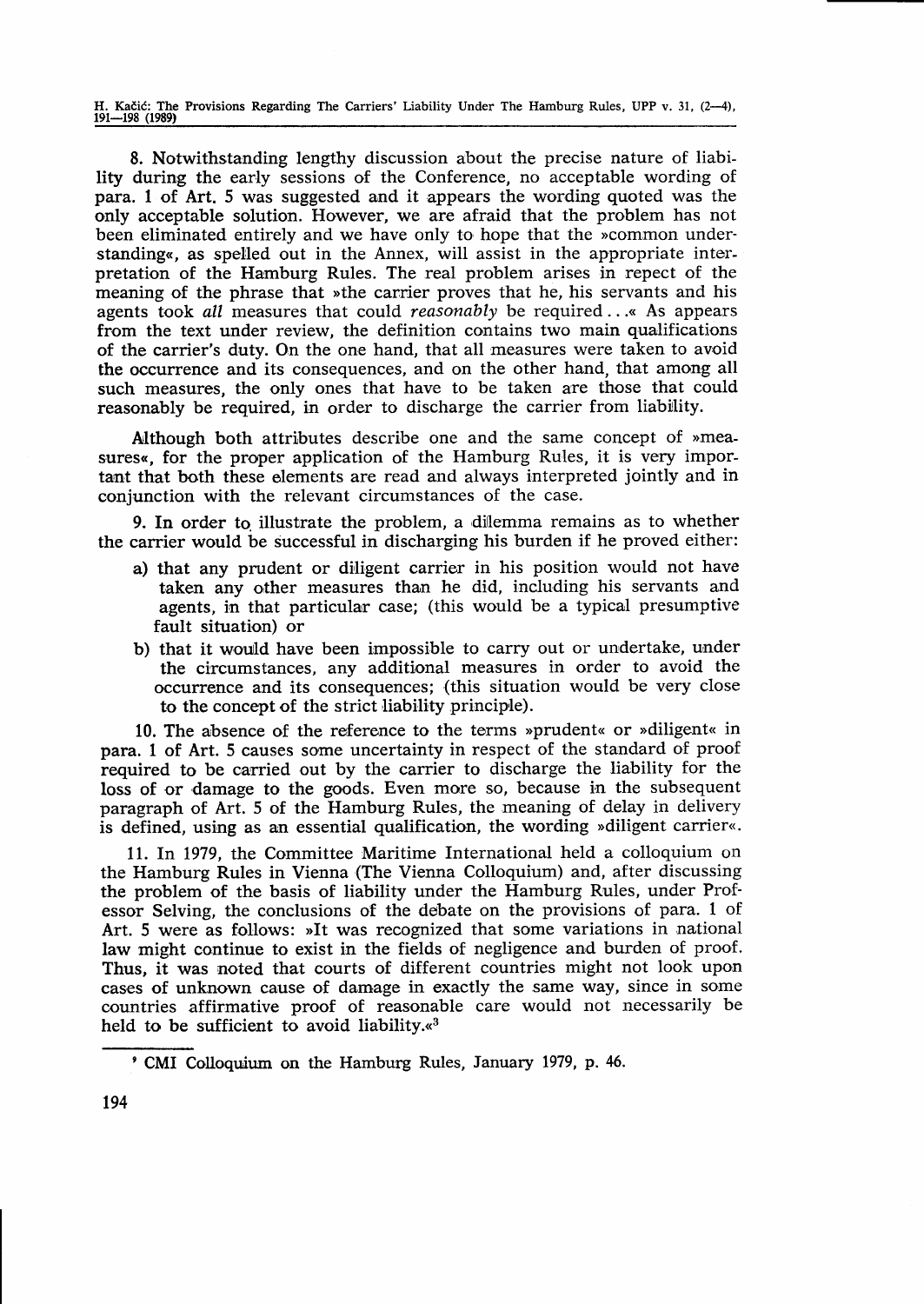8. Notwithstanding lengthy discussion about the precise nature of liability during the early sessions of the Conference, no acceptable wording of para. 1 of Art. 5 was suggested and it appears the wording quoted was the only acceptable solution. However, we are afraid that the problem has not been eliminated entirely and we have only to hope that the »common understanding«, as spelled out in the Annex, will assist in the appropriate interpretation of the Hamburg Rules. The real problem arises in repect of the meaning of the phrase that »the carrier proves that he, his servants and his agents took *all* measures that could *reasonably* be required ...« As appears from the text under review, the definition contains two main qualifications of the carrier's duty. On the one hand, that all measures were taken to avoid the occurrence and its consequences, and on the other hand, that among all such measures, the only ones that have to be taken are those that could reasonably be required, in order to discharge the carrier from liability.

Although both attributes describe one and the same concept of »measures«, for the proper application of the Hamburg Rules, it is very important that both these elements are read and always interpreted jointly and in conjunction with the relevant circumstances of the case.

9. In order to illustrate the problem, a dilemma remains as to whether the carrier would be successful in discharging his burden if he proved either:

a) that any prudent or diligent carrier in his position would not have taken any other measures than he did, including his servants and agents, in that particular case; (this would be a typical presumptive fault situation) or

b) that it would have been impossible to carry out or undertake, under the circumstances, any additional measures in order to avoid the occurrence and its consequences; (this situation would be very close to the concept of the strict liability principle).

10. The absence of the reference to the terms »prudent« or »diligent« in para. 1 of Art. 5 causes some uncertainty in respect of the standard of proof required to be carried out by the carrier to discharge the liability for the loss of or damage to the goods. Even more so, because in the subsequent paragraph of Art. 5 of the Hamburg Rules, the meaning of delay in delivery is defined, using as an essential qualification, the wording »diligent carrier«.

11. In 1979, the Committee Maritime International held a colloquium on the Hamburg Rules in Vienna (The Vienna Colloquium) and, after discussing the problem of the basis of liability under the Hamburg Rules, under Professor Selving, the conclusions of the debate on the provisions of para. 1 of Art. 5 were as follows: »It was recognized that some variations in national law might continue to exist in the fields of negligence and burden of proof. Thus, it was noted that courts of different countries might not look upon cases of unknown cause of damage in exactly the same way, since in some countries affirmative proof of reasonable care would not necessarily be held to be sufficient to avoid liability.«[3]

---

[3] CMI Colloquium on the Hamburg Rules, January 1979, p. 46.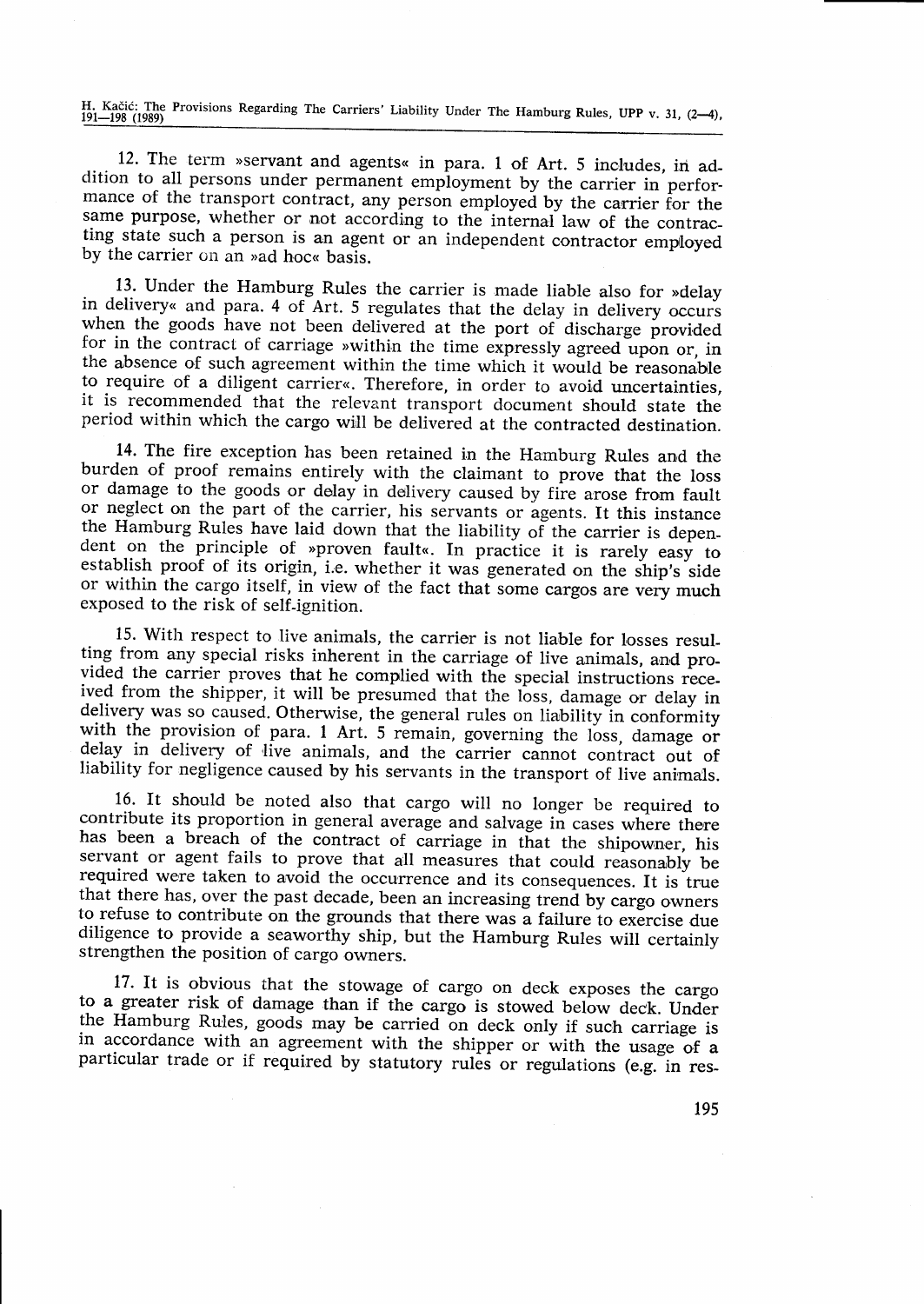12. The term »servant and agents« in para. 1 of Art. 5 includes, in addition to all persons under permanent employment by the carrier in performance of the transport contract, any person employed by the carrier for the same purpose, whether or not according to the internal law of the contracting state such a person is an agent or an independent contractor employed by the carrier on an »ad hoc« basis.

13. Under the Hamburg Rules the carrier is made liable also for »delay in delivery« and para. 4 of Art. 5 regulates that the delay in delivery occurs when the goods have not been delivered at the port of discharge provided for in the contract of carriage »within the time expressly agreed upon or, in the absence of such agreement within the time which it would be reasonable to require of a diligent carrier«. Therefore, in order to avoid uncertainties, it is recommended that the relevant transport document should state the period within which the cargo will be delivered at the contracted destination.

14. The fire exception has been retained in the Hamburg Rules and the burden of proof remains entirely with the claimant to prove that the loss or damage to the goods or delay in delivery caused by fire arose from fault or neglect on the part of the carrier, his servants or agents. It this instance the Hamburg Rules have laid down that the liability of the carrier is dependent on the principle of »proven fault«. In practice it is rarely easy to establish proof of its origin, i.e. whether it was generated on the ship's side or within the cargo itself, in view of the fact that some cargos are very much exposed to the risk of self-ignition.

15. With respect to live animals, the carrier is not liable for losses resulting from any special risks inherent in the carriage of live animals, and provided the carrier proves that he complied with the special instructions received from the shipper, it will be presumed that the loss, damage or delay in delivery was so caused. Otherwise, the general rules on liability in conformity with the provision of para. 1 Art. 5 remain, governing the loss, damage or delay in delivery of live animals, and the carrier cannot contract out of liability for negligence caused by his servants in the transport of live animals.

16. It should be noted also that cargo will no longer be required to contribute its proportion in general average and salvage in cases where there has been a breach of the contract of carriage in that the shipowner, his servant or agent fails to prove that all measures that could reasonably be required were taken to avoid the occurrence and its consequences. It is true that there has, over the past decade, been an increasing trend by cargo owners to refuse to contribute on the grounds that there was a failure to exercise due diligence to provide a seaworthy ship, but the Hamburg Rules will certainly strengthen the position of cargo owners.

17. It is obvious that the stowage of cargo on deck exposes the cargo to a greater risk of damage than if the cargo is stowed below deck. Under the Hamburg Rules, goods may be carried on deck only if such carriage is in accordance with an agreement with the shipper or with the usage of a particular trade or if required by statutory rules or regulations (e.g. in res-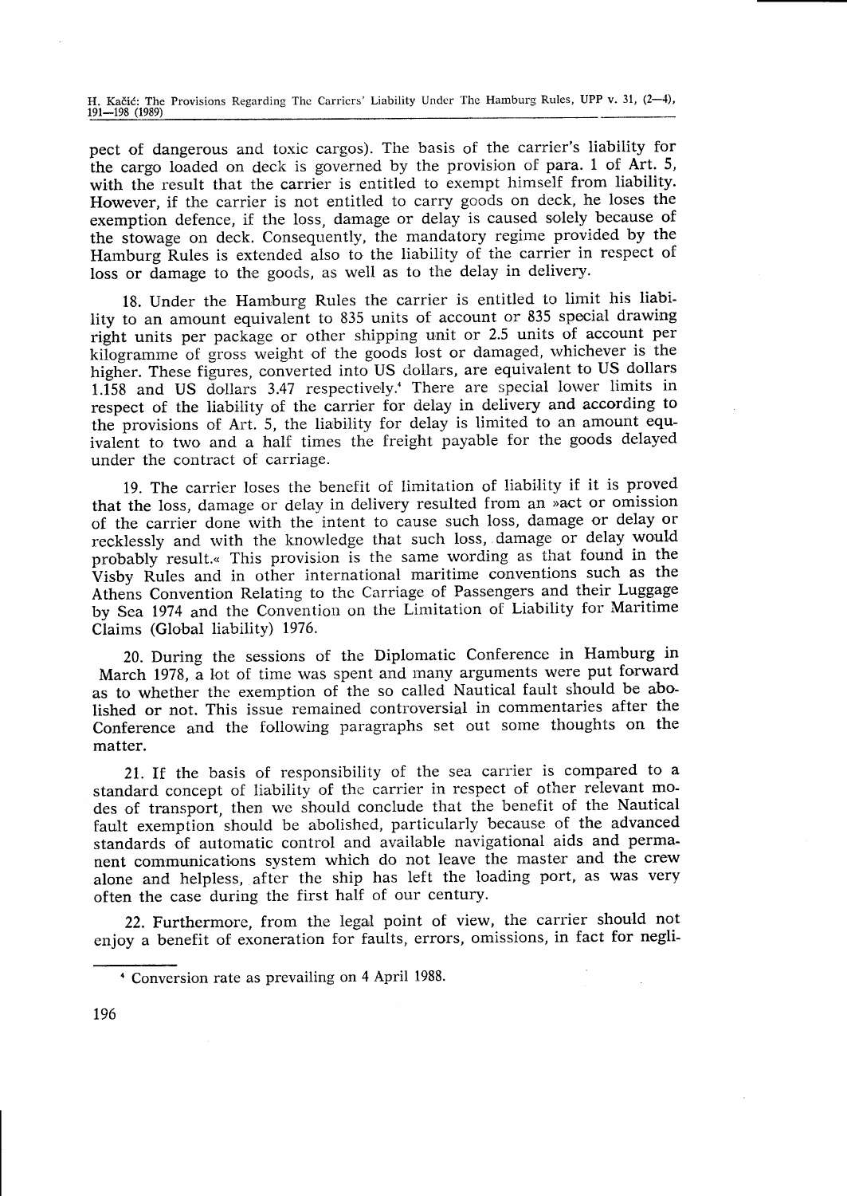pect of dangerous and toxic cargos). The basis of the carrier's liability for the cargo loaded on deck is governed by the provision of para. 1 of Art. 5, with the result that the carrier is entitled to exempt himself from liability. However, if the carrier is not entitled to carry goods on deck, he loses the exemption defence, if the loss, damage or delay is caused solely because of the stowage on deck. Consequently, the mandatory regime provided by the Hamburg Rules is extended also to the liability of the carrier in respect of loss or damage to the goods, as well as to the delay in delivery.

18. Under the Hamburg Rules the carrier is entitled to limit his liability to an amount equivalent to 835 units of account or 835 special drawing right units per package or other shipping unit or 2.5 units of account per kilogramme of gross weight of the goods lost or damaged, whichever is the higher. These figures, converted into US dollars, are equivalent to US dollars 1.158 and US dollars 3.47 respectively.[4] There are special lower limits in respect of the liability of the carrier for delay in delivery and according to the provisions of Art. 5, the liability for delay is limited to an amount equivalent to two and a half times the freight payable for the goods delayed under the contract of carriage.

19. The carrier loses the benefit of limitation of liability if it is proved that the loss, damage or delay in delivery resulted from an »act or omission of the carrier done with the intent to cause such loss, damage or delay or recklessly and with the knowledge that such loss, damage or delay would probably result.« This provision is the same wording as that found in the Visby Rules and in other international maritime conventions such as the Athens Convention Relating to the Carriage of Passengers and their Luggage by Sea 1974 and the Convention on the Limitation of Liability for Maritime Claims (Global liability) 1976.

20. During the sessions of the Diplomatic Conference in Hamburg in March 1978, a lot of time was spent and many arguments were put forward as to whether the exemption of the so called Nautical fault should be abolished or not. This issue remained controversial in commentaries after the Conference and the following paragraphs set out some thoughts on the matter.

21. If the basis of responsibility of the sea carrier is compared to a standard concept of liability of the carrier in respect of other relevant modes of transport, then we should conclude that the benefit of the Nautical fault exemption should be abolished, particularly because of the advanced standards of automatic control and available navigational aids and permanent communications system which do not leave the master and the crew alone and helpless, after the ship has left the loading port, as was very often the case during the first half of our century.

22. Furthermore, from the legal point of view, the carrier should not enjoy a benefit of exoneration for faults, errors, omissions, in fact for negli-

---

[4] Conversion rate as prevailing on 4 April 1988.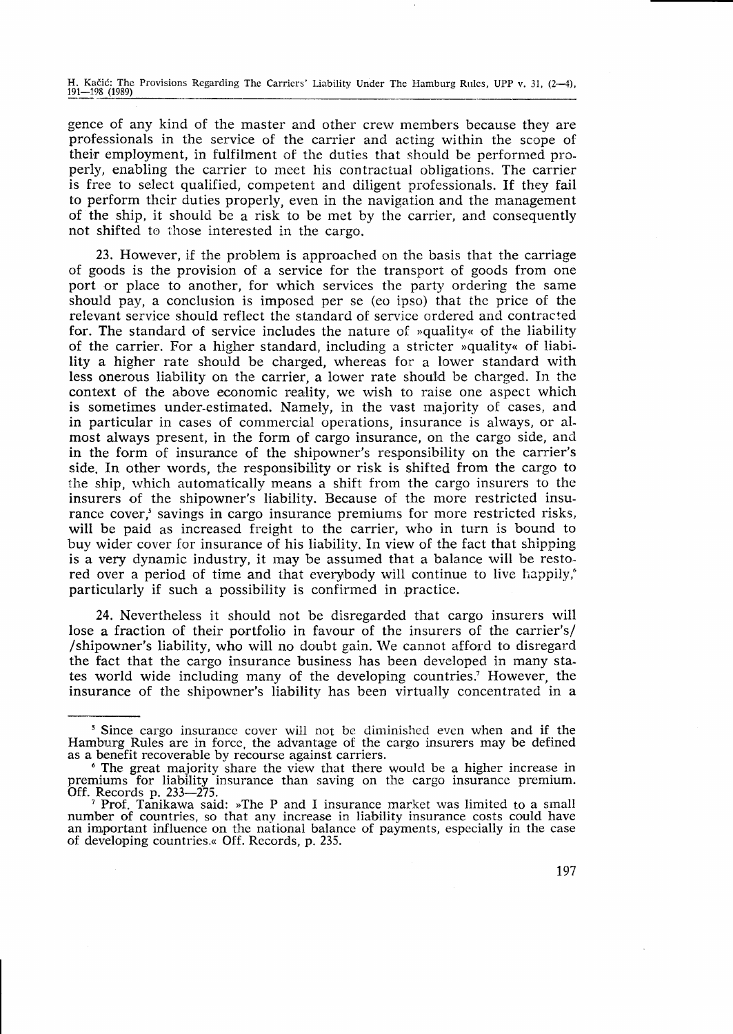gence of any kind of the master and other crew members because they are professionals in the service of the carrier and acting within the scope of their employment, in fulfilment of the duties that should be performed properly, enabling the carrier to meet his contractual obligations. The carrier is free to select qualified, competent and diligent professionals. If they fail to perform their duties properly, even in the navigation and the management of the ship, it should be a risk to be met by the carrier, and consequently not shifted to those interested in the cargo.

23. However, if the problem is approached on the basis that the carriage of goods is the provision of a service for the transport of goods from one port or place to another, for which services the party ordering the same should pay, a conclusion is imposed per se (eo ipso) that the price of the relevant service should reflect the standard of service ordered and contracted for. The standard of service includes the nature of »quality« of the liability of the carrier. For a higher standard, including a stricter »quality« of liability a higher rate should be charged, whereas for a lower standard with less onerous liability on the carrier, a lower rate should be charged. In the context of the above economic reality, we wish to raise one aspect which is sometimes under-estimated. Namely, in the vast majority of cases, and in particular in cases of commercial operations, insurance is always, or almost always present, in the form of cargo insurance, on the cargo side, and in the form of insurance of the shipowner's responsibility on the carrier's side. In other words, the responsibility or risk is shifted from the cargo to the ship, which automatically means a shift from the cargo insurers to the insurers of the shipowner's liability. Because of the more restricted insurance cover,[5] savings in cargo insurance premiums for more restricted risks, will be paid as increased freight to the carrier, who in turn is bound to buy wider cover for insurance of his liability. In view of the fact that shipping is a very dynamic industry, it may be assumed that a balance will be restored over a period of time and that everybody will continue to live happily,[6] particularly if such a possibility is confirmed in practice.

24. Nevertheless it should not be disregarded that cargo insurers will lose a fraction of their portfolio in favour of the insurers of the carrier's/ /shipowner's liability, who will no doubt gain. We cannot afford to disregard the fact that the cargo insurance business has been developed in many states world wide including many of the developing countries.[7] However, the insurance of the shipowner's liability has been virtually concentrated in a

---

[5] Since cargo insurance cover will not be diminished even when and if the Hamburg Rules are in force, the advantage of the cargo insurers may be defined as a benefit recoverable by recourse against carriers.

[6] The great majority share the view that there would be a higher increase in premiums for liability insurance than saving on the cargo insurance premium. Off. Records p. 233—275.

[7] Prof. Tanikawa said: »The P and I insurance market was limited to a small number of countries, so that any increase in liability insurance costs could have an important influence on the national balance of payments, especially in the case of developing countries.« Off. Records, p. 235.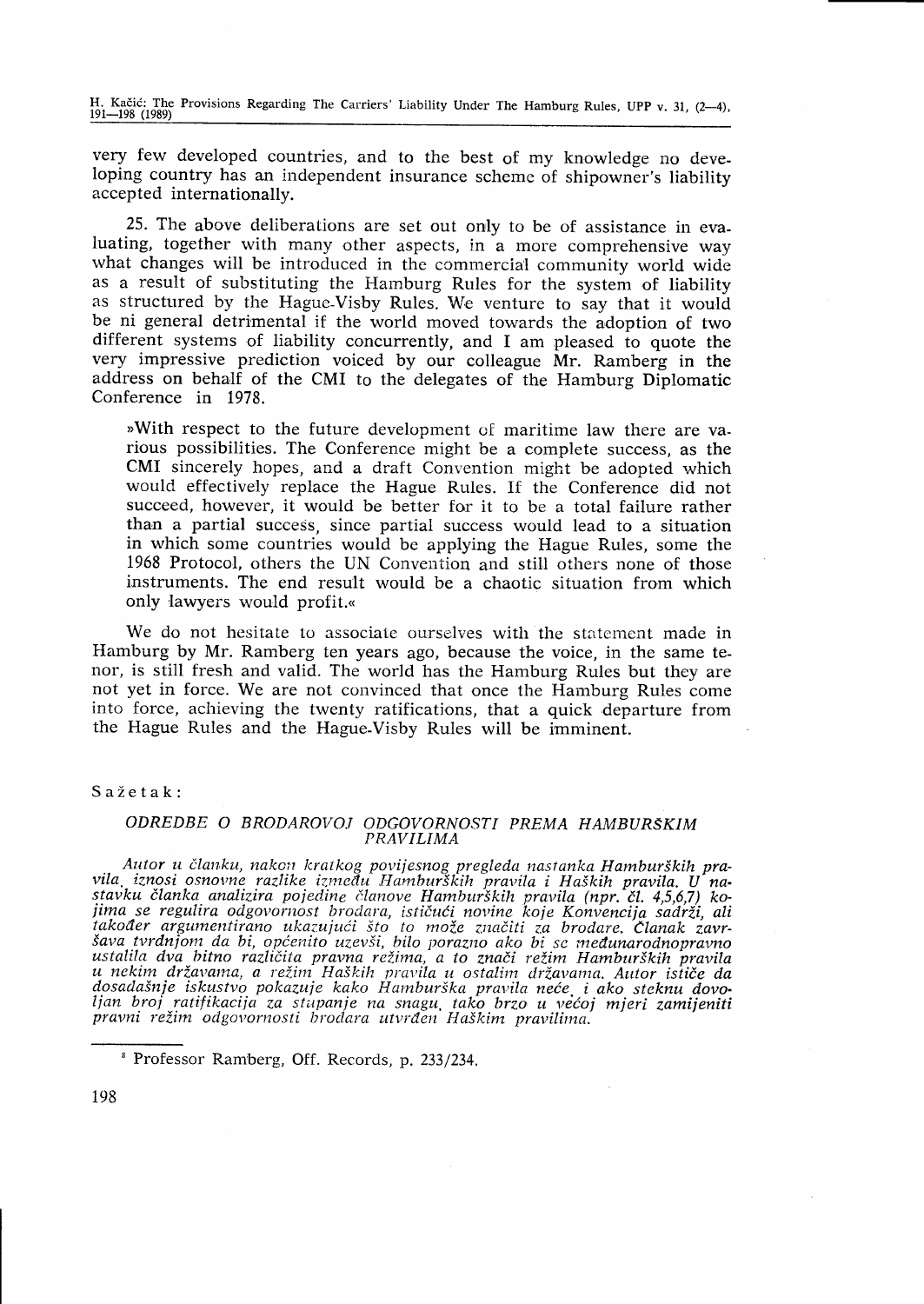very few developed countries, and to the best of my knowledge no developing country has an independent insurance scheme of shipowner's liability accepted internationally.

25. The above deliberations are set out only to be of assistance in evaluating, together with many other aspects, in a more comprehensive way what changes will be introduced in the commercial community world wide as a result of substituting the Hamburg Rules for the system of liability as structured by the Hague-Visby Rules. We venture to say that it would be ni general detrimental if the world moved towards the adoption of two different systems of liability concurrently, and I am pleased to quote the very impressive prediction voiced by our colleague Mr. Ramberg in the address on behalf of the CMI to the delegates of the Hamburg Diplomatic Conference in 1978.

> »With respect to the future development of maritime law there are various possibilities. The Conference might be a complete success, as the CMI sincerely hopes, and a draft Convention might be adopted which would effectively replace the Hague Rules. If the Conference did not succeed, however, it would be better for it to be a total failure rather than a partial success, since partial success would lead to a situation in which some countries would be applying the Hague Rules, some the 1968 Protocol, others the UN Convention and still others none of those instruments. The end result would be a chaotic situation from which only lawyers would profit.«

We do not hesitate to associate ourselves with the statement made in Hamburg by Mr. Ramberg ten years ago, because the voice, in the same tenor, is still fresh and valid. The world has the Hamburg Rules but they are not yet in force. We are not convinced that once the Hamburg Rules come into force, achieving the twenty ratifications, that a quick departure from the Hague Rules and the Hague-Visby Rules will be imminent.

Sažetak:

*ODREDBE O BRODAROVOJ ODGOVORNOSTI PREMA HAMBURŠKIM PRAVILIMA*

*Autor u članku, nakon kratkog povijesnog pregleda nastanka Hamburških pravila, iznosi osnovne razlike između Hamburških pravila i Haških pravila. U nastavku članka analizira pojedine članove Hamburških pravila (npr. čl. 4,5,6,7) kojima se regulira odgovornost brodara, ističući novine koje Konvencija sadrži, ali također argumentirano ukazujući što to može značiti za brodare. Članak završava tvrdnjom da bi, općenito uzevši, bilo porazno ako bi se međunarodnopravno ustalila dva bitno različita pravna režima, a to znači režim Hamburških pravila u nekim državama, a režim Haških pravila u ostalim državama. Autor ističe da dosadašnje iskustvo pokazuje kako Hamburška pravila neće, i ako steknu dovoljan broj ratifikacija za stupanje na snagu, tako brzo u većoj mjeri zamijeniti pravni režim odgovornosti brodara utvrđen Haškim pravilima.*

[8] Professor Ramberg, Off. Records, p. 233/234.